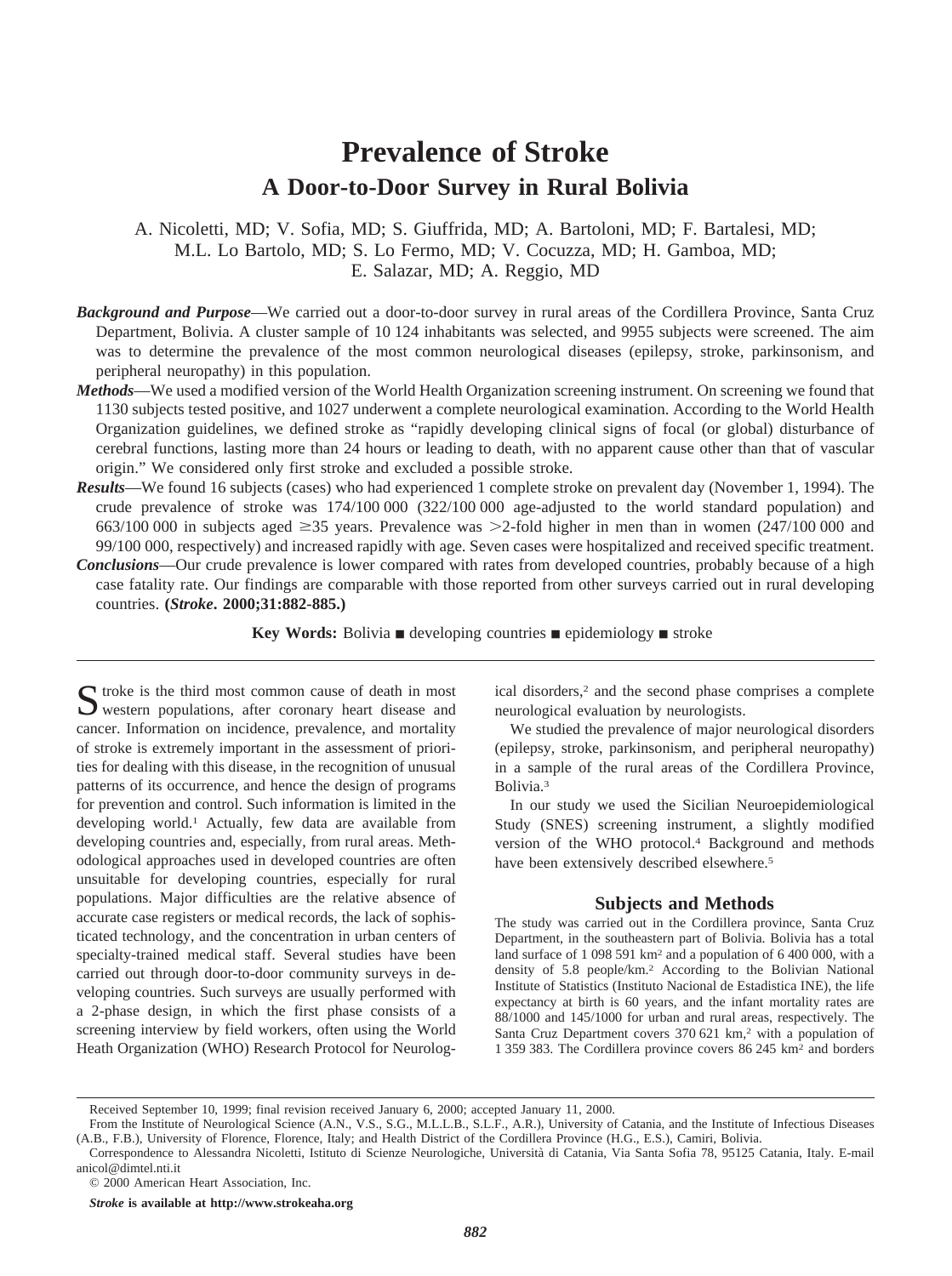# Prevalence of Stroke

## A Door-to-Door Survey in Rural Bolivia

A. Nicoletti, MD; V. Sofia, MD; S. Giuffrida, MD; A. Bartoloni, MD; F. Bartalesi, MD; M.L. Lo Bartolo, MD; S. Lo Fermo, MD; V. Cocuzza, MD; H. Gamboa, MD; E. Salazar, MD; A. Reggio, MD

***Background and Purpose***—We carried out a door-to-door survey in rural areas of the Cordillera Province, Santa Cruz Department, Bolivia. A cluster sample of 10 124 inhabitants was selected, and 9955 subjects were screened. The aim was to determine the prevalence of the most common neurological diseases (epilepsy, stroke, parkinsonism, and peripheral neuropathy) in this population.

***Methods***—We used a modified version of the World Health Organization screening instrument. On screening we found that 1130 subjects tested positive, and 1027 underwent a complete neurological examination. According to the World Health Organization guidelines, we defined stroke as "rapidly developing clinical signs of focal (or global) disturbance of cerebral functions, lasting more than 24 hours or leading to death, with no apparent cause other than that of vascular origin." We considered only first stroke and excluded a possible stroke.

***Results***—We found 16 subjects (cases) who had experienced 1 complete stroke on prevalent day (November 1, 1994). The crude prevalence of stroke was 174/100 000 (322/100 000 age-adjusted to the world standard population) and 663/100 000 in subjects aged $\geq$35 years. Prevalence was >2-fold higher in men than in women (247/100 000 and 99/100 000, respectively) and increased rapidly with age. Seven cases were hospitalized and received specific treatment.

***Conclusions***—Our crude prevalence is lower compared with rates from developed countries, probably because of a high case fatality rate. Our findings are comparable with those reported from other surveys carried out in rural developing countries. **(*Stroke*. 2000;31:882-885.)**

**Key Words:** Bolivia ■ developing countries ■ epidemiology ■ stroke

Stroke is the third most common cause of death in most western populations, after coronary heart disease and cancer. Information on incidence, prevalence, and mortality of stroke is extremely important in the assessment of priorities for dealing with this disease, in the recognition of unusual patterns of its occurrence, and hence the design of programs for prevention and control. Such information is limited in the developing world.[1] Actually, few data are available from developing countries and, especially, from rural areas. Methodological approaches used in developed countries are often unsuitable for developing countries, especially for rural populations. Major difficulties are the relative absence of accurate case registers or medical records, the lack of sophisticated technology, and the concentration in urban centers of specialty-trained medical staff. Several studies have been carried out through door-to-door community surveys in developing countries. Such surveys are usually performed with a 2-phase design, in which the first phase consists of a screening interview by field workers, often using the World Heath Organization (WHO) Research Protocol for Neurological disorders,[2] and the second phase comprises a complete neurological evaluation by neurologists.

We studied the prevalence of major neurological disorders (epilepsy, stroke, parkinsonism, and peripheral neuropathy) in a sample of the rural areas of the Cordillera Province, Bolivia.[3]

In our study we used the Sicilian Neuroepidemiological Study (SNES) screening instrument, a slightly modified version of the WHO protocol.[4] Background and methods have been extensively described elsewhere.[5]

## Subjects and Methods

The study was carried out in the Cordillera province, Santa Cruz Department, in the southeastern part of Bolivia. Bolivia has a total land surface of 1 098 591 km$^2$ and a population of 6 400 000, with a density of 5.8 people/km.$^2$ According to the Bolivian National Institute of Statistics (Instituto Nacional de Estadistica INE), the life expectancy at birth is 60 years, and the infant mortality rates are 88/1000 and 145/1000 for urban and rural areas, respectively. The Santa Cruz Department covers 370 621 km,$^2$ with a population of 1 359 383. The Cordillera province covers 86 245 km$^2$ and borders

Received September 10, 1999; final revision received January 6, 2000; accepted January 11, 2000.

From the Institute of Neurological Science (A.N., V.S., S.G., M.L.L.B., S.L.F., A.R.), University of Catania, and the Institute of Infectious Diseases (A.B., F.B.), University of Florence, Florence, Italy; and Health District of the Cordillera Province (H.G., E.S.), Camiri, Bolivia.

Correspondence to Alessandra Nicoletti, Istituto di Scienze Neurologiche, Università di Catania, Via Santa Sofia 78, 95125 Catania, Italy. E-mail anicol@dimtel.nti.it

© 2000 American Heart Association, Inc.

***Stroke* is available at http://www.strokeaha.org**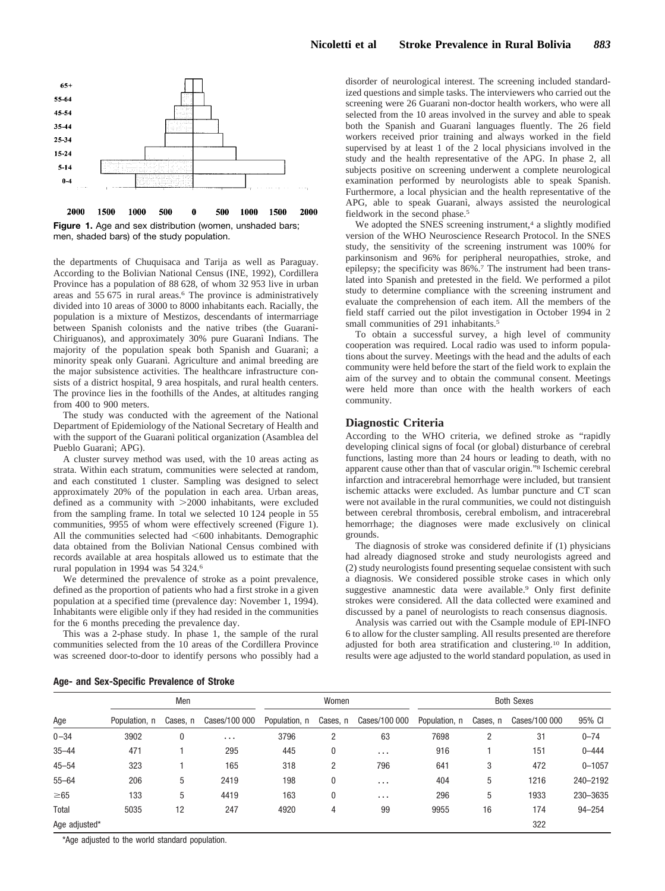Figure 1. Age and sex distribution (women, unshaded bars; men, shaded bars) of the study population.

the departments of Chuquisaca and Tarija as well as Paraguay. According to the Bolivian National Census (INE, 1992), Cordillera Province has a population of 88 628, of whom 32 953 live in urban areas and 55 675 in rural areas.[6] The province is administratively divided into 10 areas of 3000 to 8000 inhabitants each. Racially, the population is a mixture of Mestizos, descendants of intermarriage between Spanish colonists and the native tribes (the Guaranì-Chiriguanos), and approximately 30% pure Guaranì Indians. The majority of the population speak both Spanish and Guaranì; a minority speak only Guaranì. Agriculture and animal breeding are the major subsistence activities. The healthcare infrastructure consists of a district hospital, 9 area hospitals, and rural health centers. The province lies in the foothills of the Andes, at altitudes ranging from 400 to 900 meters.

The study was conducted with the agreement of the National Department of Epidemiology of the National Secretary of Health and with the support of the Guaranì political organization (Asamblea del Pueblo Guaranì; APG).

A cluster survey method was used, with the 10 areas acting as strata. Within each stratum, communities were selected at random, and each constituted 1 cluster. Sampling was designed to select approximately 20% of the population in each area. Urban areas, defined as a community with >2000 inhabitants, were excluded from the sampling frame. In total we selected 10 124 people in 55 communities, 9955 of whom were effectively screened (Figure 1). All the communities selected had <600 inhabitants. Demographic data obtained from the Bolivian National Census combined with records available at area hospitals allowed us to estimate that the rural population in 1994 was 54 324.[6]

We determined the prevalence of stroke as a point prevalence, defined as the proportion of patients who had a first stroke in a given population at a specified time (prevalence day: November 1, 1994). Inhabitants were eligible only if they had resided in the communities for the 6 months preceding the prevalence day.

This was a 2-phase study. In phase 1, the sample of the rural communities selected from the 10 areas of the Cordillera Province was screened door-to-door to identify persons who possibly had a disorder of neurological interest. The screening included standardized questions and simple tasks. The interviewers who carried out the screening were 26 Guaranì non-doctor health workers, who were all selected from the 10 areas involved in the survey and able to speak both the Spanish and Guaranì languages fluently. The 26 field workers received prior training and always worked in the field supervised by at least 1 of the 2 local physicians involved in the study and the health representative of the APG. In phase 2, all subjects positive on screening underwent a complete neurological examination performed by neurologists able to speak Spanish. Furthermore, a local physician and the health representative of the APG, able to speak Guaranì, always assisted the neurological fieldwork in the second phase.[5]

We adopted the SNES screening instrument,[4] a slightly modified version of the WHO Neuroscience Research Protocol. In the SNES study, the sensitivity of the screening instrument was 100% for parkinsonism and 96% for peripheral neuropathies, stroke, and epilepsy; the specificity was 86%.[7] The instrument had been translated into Spanish and pretested in the field. We performed a pilot study to determine compliance with the screening instrument and evaluate the comprehension of each item. All the members of the field staff carried out the pilot investigation in October 1994 in 2 small communities of 291 inhabitants.[5]

To obtain a successful survey, a high level of community cooperation was required. Local radio was used to inform populations about the survey. Meetings with the head and the adults of each community were held before the start of the field work to explain the aim of the survey and to obtain the communal consent. Meetings were held more than once with the health workers of each community.

## Diagnostic Criteria

According to the WHO criteria, we defined stroke as "rapidly developing clinical signs of focal (or global) disturbance of cerebral functions, lasting more than 24 hours or leading to death, with no apparent cause other than that of vascular origin."[8] Ischemic cerebral infarction and intracerebral hemorrhage were included, but transient ischemic attacks were excluded. As lumbar puncture and CT scan were not available in the rural communities, we could not distinguish between cerebral thrombosis, cerebral embolism, and intracerebral hemorrhage; the diagnoses were made exclusively on clinical grounds.

The diagnosis of stroke was considered definite if (1) physicians had already diagnosed stroke and study neurologists agreed and (2) study neurologists found presenting sequelae consistent with such a diagnosis. We considered possible stroke cases in which only suggestive anamnestic data were available.[9] Only first definite strokes were considered. All the data collected were examined and discussed by a panel of neurologists to reach consensus diagnosis.

Analysis was carried out with the Csample module of EPI-INFO 6 to allow for the cluster sampling. All results presented are therefore adjusted for both area stratification and clustering.[10] In addition, results were age adjusted to the world standard population, as used in

**Age- and Sex-Specific Prevalence of Stroke**

| Age | Men | | | Women | | | Both Sexes | | | |
|---|---|---|---|---|---|---|---|---|---|---|
| | Population, n | Cases, n | Cases/100 000 | Population, n | Cases, n | Cases/100 000 | Population, n | Cases, n | Cases/100 000 | 95% CI |
| 0–34 | 3902 | 0 | ... | 3796 | 2 | 63 | 7698 | 2 | 31 | 0–74 |
| 35–44 | 471 | 1 | 295 | 445 | 0 | ... | 916 | 1 | 151 | 0–444 |
| 45–54 | 323 | 1 | 165 | 318 | 2 | 796 | 641 | 3 | 472 | 0–1057 |
| 55–64 | 206 | 5 | 2419 | 198 | 0 | ... | 404 | 5 | 1216 | 240–2192 |
| ≥65 | 133 | 5 | 4419 | 163 | 0 | ... | 296 | 5 | 1933 | 230–3635 |
| Total | 5035 | 12 | 247 | 4920 | 4 | 99 | 9955 | 16 | 174 | 94–254 |
| Age adjusted* | | | | | | | | | 322 | |

*Age adjusted to the world standard population.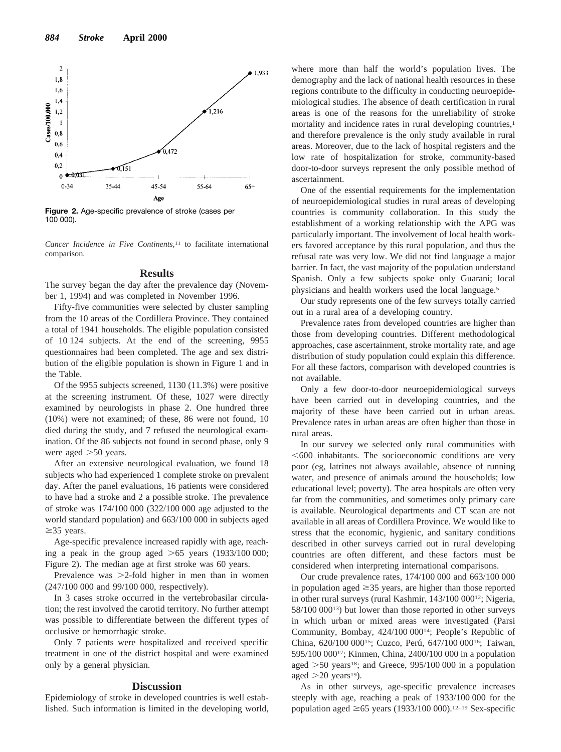Figure 2. Age-specific prevalence of stroke (cases per 100 000).

*Cancer Incidence in Five Continents*,[11] to facilitate international comparison.

## Results

The survey began the day after the prevalence day (November 1, 1994) and was completed in November 1996.

Fifty-five communities were selected by cluster sampling from the 10 areas of the Cordillera Province. They contained a total of 1941 households. The eligible population consisted of 10 124 subjects. At the end of the screening, 9955 questionnaires had been completed. The age and sex distribution of the eligible population is shown in Figure 1 and in the Table.

Of the 9955 subjects screened, 1130 (11.3%) were positive at the screening instrument. Of these, 1027 were directly examined by neurologists in phase 2. One hundred three (10%) were not examined; of these, 86 were not found, 10 died during the study, and 7 refused the neurological examination. Of the 86 subjects not found in second phase, only 9 were aged >50 years.

After an extensive neurological evaluation, we found 18 subjects who had experienced 1 complete stroke on prevalent day. After the panel evaluations, 16 patients were considered to have had a stroke and 2 a possible stroke. The prevalence of stroke was 174/100 000 (322/100 000 age adjusted to the world standard population) and 663/100 000 in subjects aged ≥35 years.

Age-specific prevalence increased rapidly with age, reaching a peak in the group aged >65 years (1933/100 000; Figure 2). The median age at first stroke was 60 years.

Prevalence was >2-fold higher in men than in women (247/100 000 and 99/100 000, respectively).

In 3 cases stroke occurred in the vertebrobasilar circulation; the rest involved the carotid territory. No further attempt was possible to differentiate between the different types of occlusive or hemorrhagic stroke.

Only 7 patients were hospitalized and received specific treatment in one of the district hospital and were examined only by a general physician.

## Discussion

Epidemiology of stroke in developed countries is well established. Such information is limited in the developing world, where more than half the world's population lives. The demography and the lack of national health resources in these regions contribute to the difficulty in conducting neuroepidemiological studies. The absence of death certification in rural areas is one of the reasons for the unreliability of stroke mortality and incidence rates in rural developing countries,[1] and therefore prevalence is the only study available in rural areas. Moreover, due to the lack of hospital registers and the low rate of hospitalization for stroke, community-based door-to-door surveys represent the only possible method of ascertainment.

One of the essential requirements for the implementation of neuroepidemiological studies in rural areas of developing countries is community collaboration. In this study the establishment of a working relationship with the APG was particularly important. The involvement of local health workers favored acceptance by this rural population, and thus the refusal rate was very low. We did not find language a major barrier. In fact, the vast majority of the population understand Spanish. Only a few subjects spoke only Guaranì; local physicians and health workers used the local language.[5]

Our study represents one of the few surveys totally carried out in a rural area of a developing country.

Prevalence rates from developed countries are higher than those from developing countries. Different methodological approaches, case ascertainment, stroke mortality rate, and age distribution of study population could explain this difference. For all these factors, comparison with developed countries is not available.

Only a few door-to-door neuroepidemiological surveys have been carried out in developing countries, and the majority of these have been carried out in urban areas. Prevalence rates in urban areas are often higher than those in rural areas.

In our survey we selected only rural communities with <600 inhabitants. The socioeconomic conditions are very poor (eg, latrines not always available, absence of running water, and presence of animals around the households; low educational level; poverty). The area hospitals are often very far from the communities, and sometimes only primary care is available. Neurological departments and CT scan are not available in all areas of Cordillera Province. We would like to stress that the economic, hygienic, and sanitary conditions described in other surveys carried out in rural developing countries are often different, and these factors must be considered when interpreting international comparisons.

Our crude prevalence rates, 174/100 000 and 663/100 000 in population aged ≥35 years, are higher than those reported in other rural surveys (rural Kashmir, 143/100 000[12]; Nigeria, 58/100 000[13]) but lower than those reported in other surveys in which urban or mixed areas were investigated (Parsi Community, Bombay, 424/100 000[14]; People's Republic of China, 620/100 000[15]; Cuzco, Perú, 647/100 000[16]; Taiwan, 595/100 000[17]; Kinmen, China, 2400/100 000 in a population aged >50 years[18]; and Greece, 995/100 000 in a population aged >20 years[19]).

As in other surveys, age-specific prevalence increases steeply with age, reaching a peak of 1933/100 000 for the population aged ≥65 years (1933/100 000).[12–19] Sex-specific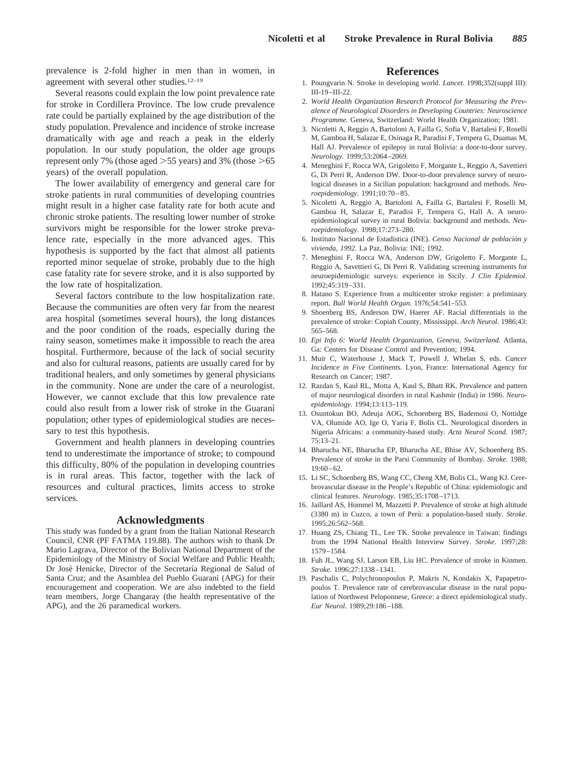prevalence is 2-fold higher in men than in women, in agreement with several other studies.[12–19]

Several reasons could explain the low point prevalence rate for stroke in Cordillera Province. The low crude prevalence rate could be partially explained by the age distribution of the study population. Prevalence and incidence of stroke increase dramatically with age and reach a peak in the elderly population. In our study population, the older age groups represent only 7% (those aged >55 years) and 3% (those >65 years) of the overall population.

The lower availability of emergency and general care for stroke patients in rural communities of developing countries might result in a higher case fatality rate for both acute and chronic stroke patients. The resulting lower number of stroke survivors might be responsible for the lower stroke prevalence rate, especially in the more advanced ages. This hypothesis is supported by the fact that almost all patients reported minor sequelae of stroke, probably due to the high case fatality rate for severe stroke, and it is also supported by the low rate of hospitalization.

Several factors contribute to the low hospitalization rate. Because the communities are often very far from the nearest area hospital (sometimes several hours), the long distances and the poor condition of the roads, especially during the rainy season, sometimes make it impossible to reach the area hospital. Furthermore, because of the lack of social security and also for cultural reasons, patients are usually cared for by traditional healers, and only sometimes by general physicians in the community. None are under the care of a neurologist. However, we cannot exclude that this low prevalence rate could also result from a lower risk of stroke in the Guaranì population; other types of epidemiological studies are necessary to test this hypothesis.

Government and health planners in developing countries tend to underestimate the importance of stroke; to compound this difficulty, 80% of the population in developing countries is in rural areas. This factor, together with the lack of resources and cultural practices, limits access to stroke services.

## Acknowledgments

This study was funded by a grant from the Italian National Research Council, CNR (PF FATMA 119.88). The authors wish to thank Dr Mario Lagrava, Director of the Bolivian National Department of the Epidemiology of the Ministry of Social Welfare and Public Health; Dr Josè Henicke, Director of the Secretaría Regional de Salud of Santa Cruz; and the Asamblea del Pueblo Guaraní (APG) for their encouragement and cooperation. We are also indebted to the field team members, Jorge Changaray (the health representative of the APG), and the 26 paramedical workers.

## References

1. Poungvarin N. Stroke in developing world. *Lancet*. 1998;352(suppl III): III-19–III-22.
2. *World Health Organization Research Protocol for Measuring the Prevalence of Neurological Disorders in Developing Countries: Neuroscience Programme.* Geneva, Switzerland: World Health Organization; 1981.
3. Nicoletti A, Reggio A, Bartoloni A, Failla G, Sofia V, Bartalesi F, Roselli M, Gamboa H, Salazar E, Osinaga R, Paradisi F, Tempera G, Duamas M, Hall AJ. Prevalence of epilepsy in rural Bolivia: a door-to-door survey. *Neurology.* 1999;53:2064–2069.
4. Meneghini F, Rocca WA, Grigoletto F, Morgante L, Reggio A, Savettieri G, Di Perri R, Anderson DW. Door-to-door prevalence survey of neurological diseases in a Sicilian population: background and methods. *Neuroepidemiology*. 1991;10:70–85.
5. Nicoletti A, Reggio A, Bartoloni A, Failla G, Bartalesi F, Roselli M, Gamboa H, Salazar E, Paradisi F, Tempera G, Hall A. A neuroepidemiological survey in rural Bolivia: background and methods. *Neuroepidemiology*. 1998;17:273–280.
6. Instituto Nacional de Estadistica (INE). *Censo Nacional de población y vivienda, 1992.* La Paz, Bolivia: INE; 1992.
7. Meneghini F, Rocca WA, Anderson DW, Grigoletto F, Morgante L, Reggio A, Savettieri G, Di Perri R. Validating screening instruments for neuroepidemiologic surveys: experience in Sicily. *J Clin Epidemiol*. 1992;45:319–331.
8. Hatano S. Experience from a multicenter stroke register: a preliminary report. *Bull World Health Organ*. 1976;54:541–553.
9. Shoenberg BS, Anderson DW, Haerer AF. Racial differentials in the prevalence of stroke: Copiah County, Mississippi. *Arch Neurol*. 1986;43: 565–568.
10. *Epi Info 6: World Health Organization, Geneva, Switzerland.* Atlanta, Ga: Centers for Disease Control and Prevention; 1994.
11. Muir C, Waterhouse J, Mack T, Powell J, Whelan S, eds. *Cancer Incidence in Five Continents.* Lyon, France: International Agency for Research on Cancer; 1987.
12. Razdan S, Kaul RL, Motta A, Kaul S, Bhatt RK. Prevalence and pattern of major neurological disorders in rural Kashmir (India) in 1986. *Neuroepidemiology*. 1994;13:113–119.
13. Osuntokun BO, Adeuja AOG, Schoenberg BS, Bademosi O, Nottidge VA, Olumide AO, Ige O, Yaria F, Bolis CL. Neurological disorders in Nigeria Africans: a community-based study. *Acta Neurol Scand*. 1987; 75:13–21.
14. Bharucha NE, Bharucha EP, Bharucha AE, Bhise AV, Schoenberg BS. Prevalence of stroke in the Parsi Community of Bombay. *Stroke*. 1988; 19:60–62.
15. Li SC, Schoenberg BS, Wang CC, Cheng XM, Bolis CL, Wang KJ. Cerebrovascular disease in the People's Republic of China: epidemiologic and clinical features. *Neurology*. 1985;35:1708–1713.
16. Jaillard AS, Hommel M, Mazzetti P. Prevalence of stroke at high altitude (3380 m) in Cuzco, a town of Perù: a population-based study. *Stroke*. 1995;26:562–568.
17. Huang ZS, Chiang TL, Lee TK. Stroke prevalence in Taiwan: findings from the 1994 National Health Interview Survey. *Stroke*. 1997;28: 1579–1584.
18. Fuh JL, Wang SJ, Larson EB, Liu HC. Prevalence of stroke in Kinmen. *Stroke*. 1996;27:1338–1341.
19. Paschalis C, Polychronopoulos P, Makris N, Kondakis X, Papapetropoulos T. Prevalence rate of cerebrovascular disease in the rural population of Northwest Peloponnese, Greece: a direct epidemiological study. *Eur Neurol*. 1989;29:186–188.